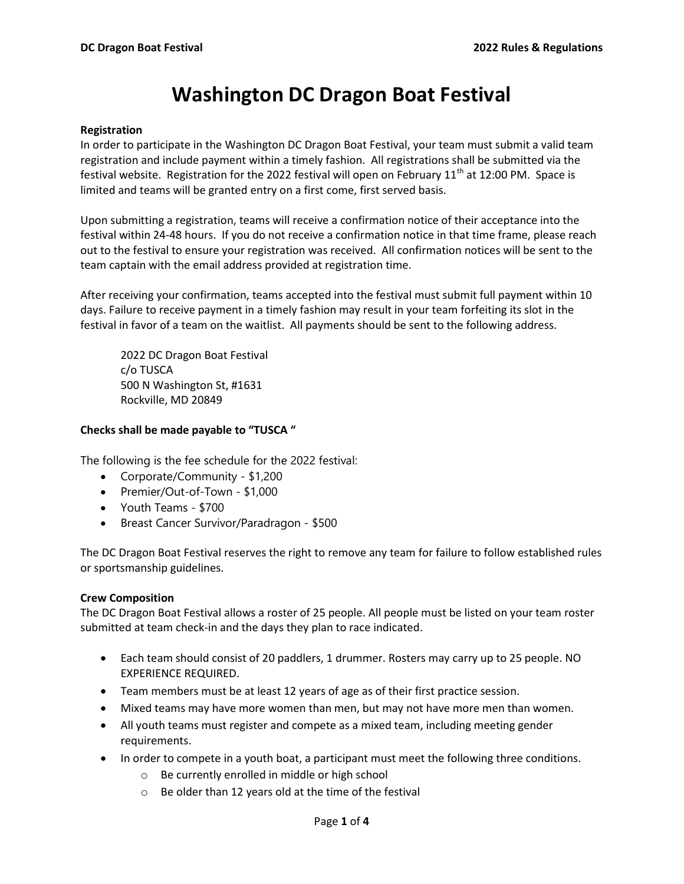# Washington DC Dragon Boat Festival

**Registration**

In order to participate in the Washington DC Dragon Boat Festival, your team must submit a valid team registration and include payment within a timely fashion. All registrations shall be submitted via the festival website. Registration for the 2022 festival will open on February 11th at 12:00 PM. Space is limited and teams will be granted entry on a first come, first served basis.

Upon submitting a registration, teams will receive a confirmation notice of their acceptance into the festival within 24-48 hours. If you do not receive a confirmation notice in that time frame, please reach out to the festival to ensure your registration was received. All confirmation notices will be sent to the team captain with the email address provided at registration time.

After receiving your confirmation, teams accepted into the festival must submit full payment within 10 days. Failure to receive payment in a timely fashion may result in your team forfeiting its slot in the festival in favor of a team on the waitlist. All payments should be sent to the following address.

2022 DC Dragon Boat Festival  
c/o TUSCA  
500 N Washington St, #1631  
Rockville, MD 20849

**Checks shall be made payable to "TUSCA "**

The following is the fee schedule for the 2022 festival:

- Corporate/Community - $1,200
- Premier/Out-of-Town - $1,000
- Youth Teams - $700
- Breast Cancer Survivor/Paradragon - $500

The DC Dragon Boat Festival reserves the right to remove any team for failure to follow established rules or sportsmanship guidelines.

**Crew Composition**

The DC Dragon Boat Festival allows a roster of 25 people. All people must be listed on your team roster submitted at team check-in and the days they plan to race indicated.

- Each team should consist of 20 paddlers, 1 drummer. Rosters may carry up to 25 people. NO EXPERIENCE REQUIRED.
- Team members must be at least 12 years of age as of their first practice session.
- Mixed teams may have more women than men, but may not have more men than women.
- All youth teams must register and compete as a mixed team, including meeting gender requirements.
- In order to compete in a youth boat, a participant must meet the following three conditions.
  - Be currently enrolled in middle or high school
  - Be older than 12 years old at the time of the festival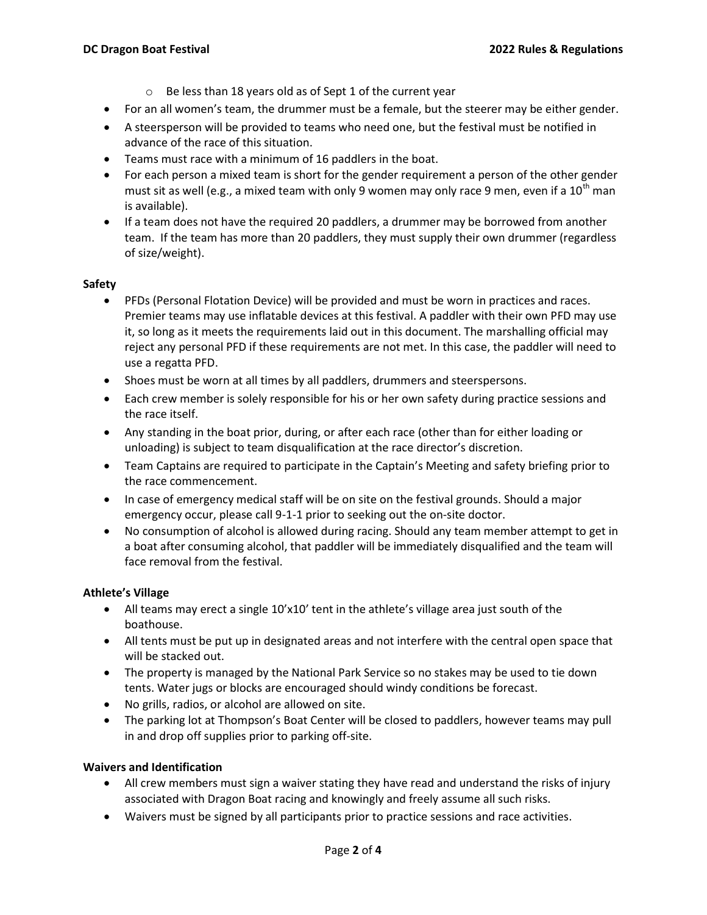- Be less than 18 years old as of Sept 1 of the current year

- For an all women's team, the drummer must be a female, but the steerer may be either gender.
- A steersperson will be provided to teams who need one, but the festival must be notified in advance of the race of this situation.
- Teams must race with a minimum of 16 paddlers in the boat.
- For each person a mixed team is short for the gender requirement a person of the other gender must sit as well (e.g., a mixed team with only 9 women may only race 9 men, even if a 10th man is available).
- If a team does not have the required 20 paddlers, a drummer may be borrowed from another team. If the team has more than 20 paddlers, they must supply their own drummer (regardless of size/weight).

**Safety**

- PFDs (Personal Flotation Device) will be provided and must be worn in practices and races. Premier teams may use inflatable devices at this festival. A paddler with their own PFD may use it, so long as it meets the requirements laid out in this document. The marshalling official may reject any personal PFD if these requirements are not met. In this case, the paddler will need to use a regatta PFD.
- Shoes must be worn at all times by all paddlers, drummers and steerspersons.
- Each crew member is solely responsible for his or her own safety during practice sessions and the race itself.
- Any standing in the boat prior, during, or after each race (other than for either loading or unloading) is subject to team disqualification at the race director's discretion.
- Team Captains are required to participate in the Captain's Meeting and safety briefing prior to the race commencement.
- In case of emergency medical staff will be on site on the festival grounds. Should a major emergency occur, please call 9-1-1 prior to seeking out the on-site doctor.
- No consumption of alcohol is allowed during racing. Should any team member attempt to get in a boat after consuming alcohol, that paddler will be immediately disqualified and the team will face removal from the festival.

**Athlete's Village**

- All teams may erect a single 10'x10' tent in the athlete's village area just south of the boathouse.
- All tents must be put up in designated areas and not interfere with the central open space that will be stacked out.
- The property is managed by the National Park Service so no stakes may be used to tie down tents. Water jugs or blocks are encouraged should windy conditions be forecast.
- No grills, radios, or alcohol are allowed on site.
- The parking lot at Thompson's Boat Center will be closed to paddlers, however teams may pull in and drop off supplies prior to parking off-site.

**Waivers and Identification**

- All crew members must sign a waiver stating they have read and understand the risks of injury associated with Dragon Boat racing and knowingly and freely assume all such risks.
- Waivers must be signed by all participants prior to practice sessions and race activities.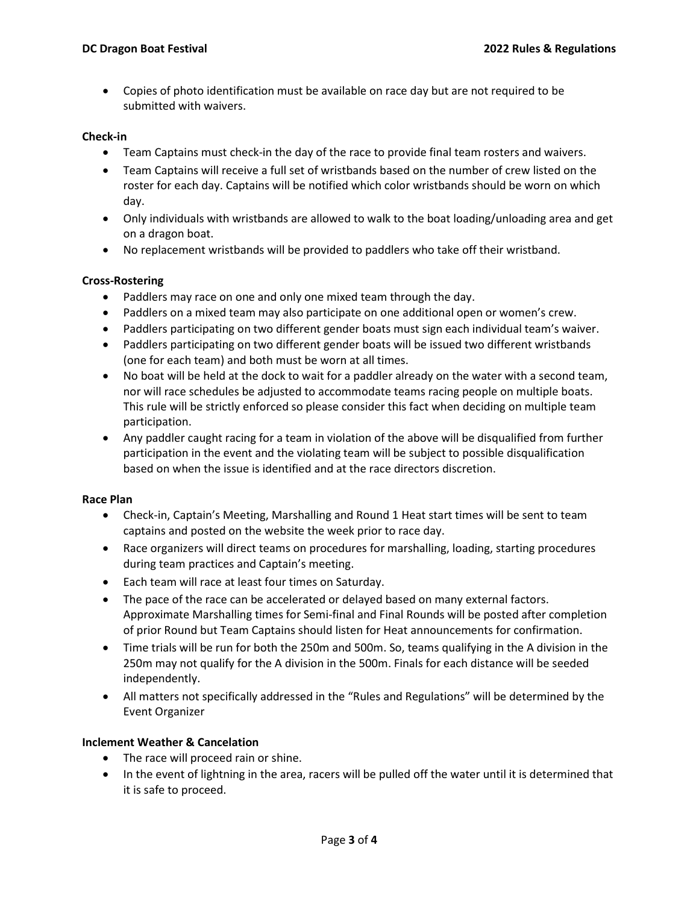- Copies of photo identification must be available on race day but are not required to be submitted with waivers.

**Check-in**

- Team Captains must check-in the day of the race to provide final team rosters and waivers.
- Team Captains will receive a full set of wristbands based on the number of crew listed on the roster for each day. Captains will be notified which color wristbands should be worn on which day.
- Only individuals with wristbands are allowed to walk to the boat loading/unloading area and get on a dragon boat.
- No replacement wristbands will be provided to paddlers who take off their wristband.

**Cross-Rostering**

- Paddlers may race on one and only one mixed team through the day.
- Paddlers on a mixed team may also participate on one additional open or women's crew.
- Paddlers participating on two different gender boats must sign each individual team's waiver.
- Paddlers participating on two different gender boats will be issued two different wristbands (one for each team) and both must be worn at all times.
- No boat will be held at the dock to wait for a paddler already on the water with a second team, nor will race schedules be adjusted to accommodate teams racing people on multiple boats. This rule will be strictly enforced so please consider this fact when deciding on multiple team participation.
- Any paddler caught racing for a team in violation of the above will be disqualified from further participation in the event and the violating team will be subject to possible disqualification based on when the issue is identified and at the race directors discretion.

**Race Plan**

- Check-in, Captain's Meeting, Marshalling and Round 1 Heat start times will be sent to team captains and posted on the website the week prior to race day.
- Race organizers will direct teams on procedures for marshalling, loading, starting procedures during team practices and Captain's meeting.
- Each team will race at least four times on Saturday.
- The pace of the race can be accelerated or delayed based on many external factors. Approximate Marshalling times for Semi-final and Final Rounds will be posted after completion of prior Round but Team Captains should listen for Heat announcements for confirmation.
- Time trials will be run for both the 250m and 500m. So, teams qualifying in the A division in the 250m may not qualify for the A division in the 500m. Finals for each distance will be seeded independently.
- All matters not specifically addressed in the "Rules and Regulations" will be determined by the Event Organizer

**Inclement Weather & Cancelation**

- The race will proceed rain or shine.
- In the event of lightning in the area, racers will be pulled off the water until it is determined that it is safe to proceed.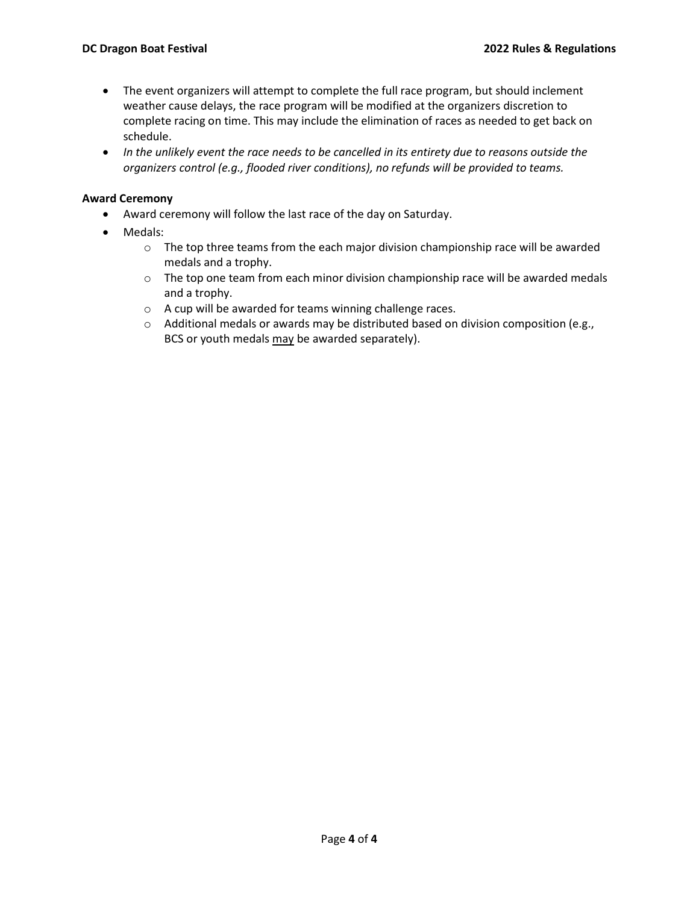- The event organizers will attempt to complete the full race program, but should inclement weather cause delays, the race program will be modified at the organizers discretion to complete racing on time. This may include the elimination of races as needed to get back on schedule.
- *In the unlikely event the race needs to be cancelled in its entirety due to reasons outside the organizers control (e.g., flooded river conditions), no refunds will be provided to teams.*

**Award Ceremony**

- Award ceremony will follow the last race of the day on Saturday.
- Medals:
  - The top three teams from the each major division championship race will be awarded medals and a trophy.
  - The top one team from each minor division championship race will be awarded medals and a trophy.
  - A cup will be awarded for teams winning challenge races.
  - Additional medals or awards may be distributed based on division composition (e.g., BCS or youth medals <u>may</u> be awarded separately).